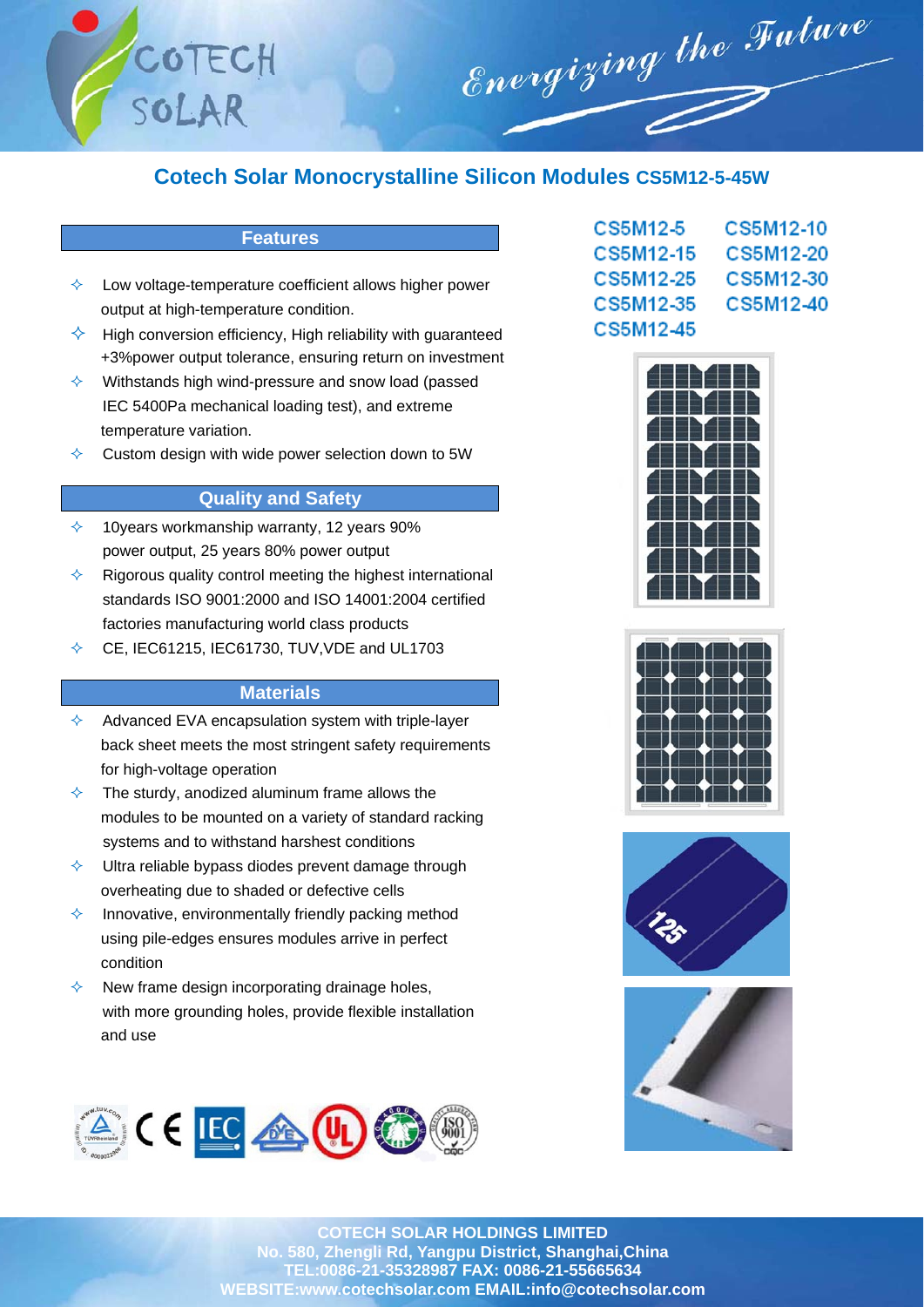COTECH SOLAR

*Energizing the Future*

# Cotech Solar Monocrystalline Silicon Modules CS5M12-5-45W

CS5M12-5 CS5M12-10
CS5M12-15 CS5M12-20
CS5M12-25 CS5M12-30
CS5M12-35 CS5M12-40
CS5M12-45

## Features

- Low voltage-temperature coefficient allows higher power output at high-temperature condition.
- High conversion efficiency, High reliability with guaranteed +3%power output tolerance, ensuring return on investment
- Withstands high wind-pressure and snow load (passed IEC 5400Pa mechanical loading test), and extreme temperature variation.
- Custom design with wide power selection down to 5W

## Quality and Safety

- 10years workmanship warranty, 12 years 90% power output, 25 years 80% power output
- Rigorous quality control meeting the highest international standards ISO 9001:2000 and ISO 14001:2004 certified factories manufacturing world class products
- CE, IEC61215, IEC61730, TUV,VDE and UL1703

## Materials

- Advanced EVA encapsulation system with triple-layer back sheet meets the most stringent safety requirements for high-voltage operation
- The sturdy, anodized aluminum frame allows the modules to be mounted on a variety of standard racking systems and to withstand harshest conditions
- Ultra reliable bypass diodes prevent damage through overheating due to shaded or defective cells
- Innovative, environmentally friendly packing method using pile-edges ensures modules arrive in perfect condition
- New frame design incorporating drainage holes, with more grounding holes, provide flexible installation and use

**COTECH SOLAR HOLDINGS LIMITED**
**No. 580, Zhengli Rd, Yangpu District, Shanghai,China**
**TEL:0086-21-35328987 FAX: 0086-21-55665634**
**WEBSITE:www.cotechsolar.com EMAIL:info@cotechsolar.com**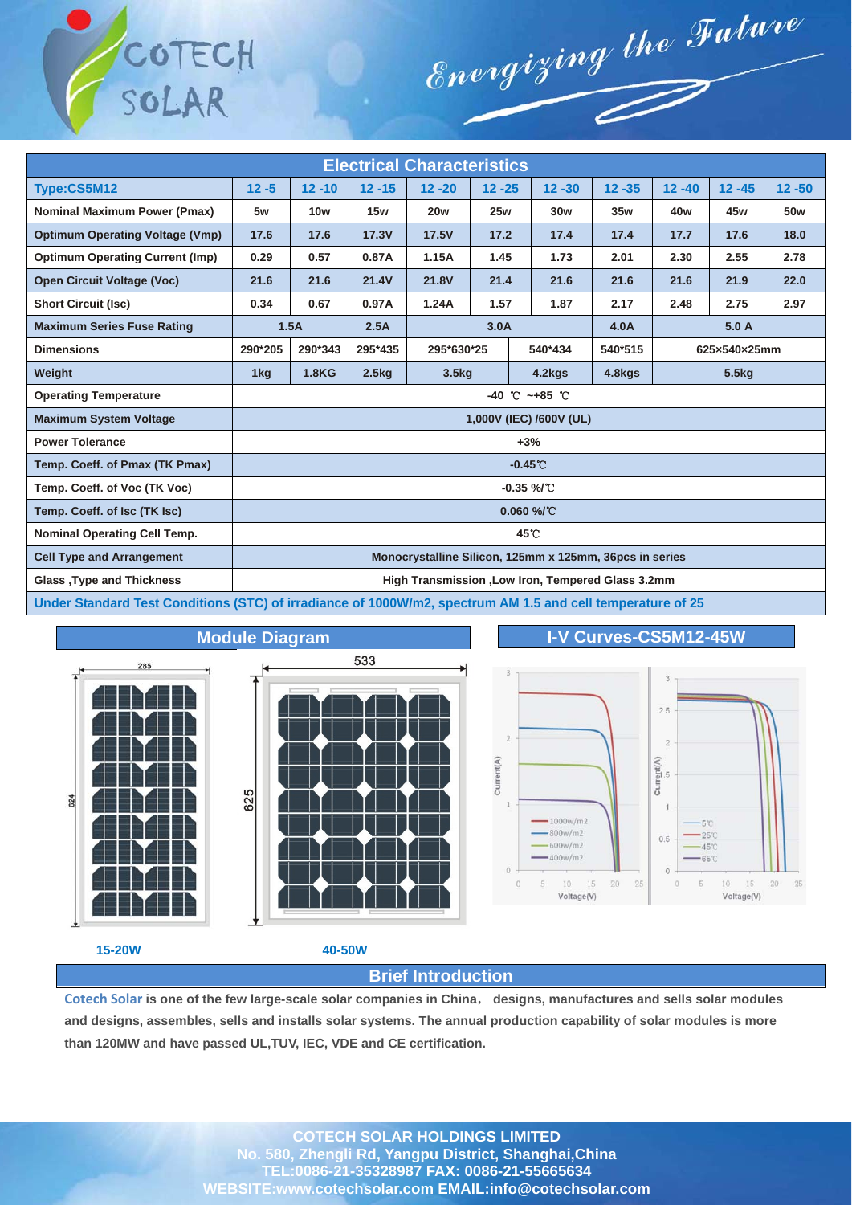COTECH SOLAR

*Energizing the Future*

## Electrical Characteristics

| Type:CS5M12 | 12 -5 | 12 -10 | 12 -15 | 12 -20 | 12 -25 | 12 -30 | 12 -35 | 12 -40 | 12 -45 | 12 -50 |
|---|---|---|---|---|---|---|---|---|---|---|
| Nominal Maximum Power (Pmax) | 5w | 10w | 15w | 20w | 25w | 30w | 35w | 40w | 45w | 50w |
| Optimum Operating Voltage (Vmp) | 17.6 | 17.6 | 17.3V | 17.5V | 17.2 | 17.4 | 17.4 | 17.7 | 17.6 | 18.0 |
| Optimum Operating Current (Imp) | 0.29 | 0.57 | 0.87A | 1.15A | 1.45 | 1.73 | 2.01 | 2.30 | 2.55 | 2.78 |
| Open Circuit Voltage (Voc) | 21.6 | 21.6 | 21.4V | 21.8V | 21.4 | 21.6 | 21.6 | 21.6 | 21.9 | 22.0 |
| Short Circuit (Isc) | 0.34 | 0.67 | 0.97A | 1.24A | 1.57 | 1.87 | 2.17 | 2.48 | 2.75 | 2.97 |
| Maximum Series Fuse Rating | 1.5A | | 2.5A | 3.0A | | | 4.0A | 5.0 A | | |
| Dimensions | 290*205 | 290*343 | 295*435 | 295*630*25 | | 540*434 | 540*515 | 625×540×25mm | | |
| Weight | 1kg | 1.8KG | 2.5kg | 3.5kg | | 4.2kgs | 4.8kgs | 5.5kg | | |
| Operating Temperature | -40 ℃ ~+85 ℃ | | | | | | | | | |
| Maximum System Voltage | 1,000V (IEC) /600V (UL) | | | | | | | | | |
| Power Tolerance | +3% | | | | | | | | | |
| Temp. Coeff. of Pmax (TK Pmax) | -0.45℃ | | | | | | | | | |
| Temp. Coeff. of Voc (TK Voc) | -0.35 %/℃ | | | | | | | | | |
| Temp. Coeff. of Isc (TK Isc) | 0.060 %/℃ | | | | | | | | | |
| Nominal Operating Cell Temp. | 45℃ | | | | | | | | | |
| Cell Type and Arrangement | Monocrystalline Silicon, 125mm x 125mm, 36pcs in series | | | | | | | | | |
| Glass ,Type and Thickness | High Transmission ,Low Iron, Tempered Glass 3.2mm | | | | | | | | | |

Under Standard Test Conditions (STC) of irradiance of 1000W/m2, spectrum AM 1.5 and cell temperature of 25

## Module Diagram

285

624

533

625

15-20W

40-50W

## I-V Curves-CS5M12-45W

Current(A)

Voltage(V)

1000w/m2
800w/m2
600w/m2
400w/m2

5℃
25℃
45℃
65℃

## Brief Introduction

**Cotech Solar is one of the few large-scale solar companies in China, designs, manufactures and sells solar modules and designs, assembles, sells and installs solar systems. The annual production capability of solar modules is more than 120MW and have passed UL,TUV, IEC, VDE and CE certification.**

**COTECH SOLAR HOLDINGS LIMITED**
**No. 580, Zhengli Rd, Yangpu District, Shanghai,China**
**TEL:0086-21-35328987 FAX: 0086-21-55665634**
**WEBSITE:www.cotechsolar.com EMAIL:info@cotechsolar.com**